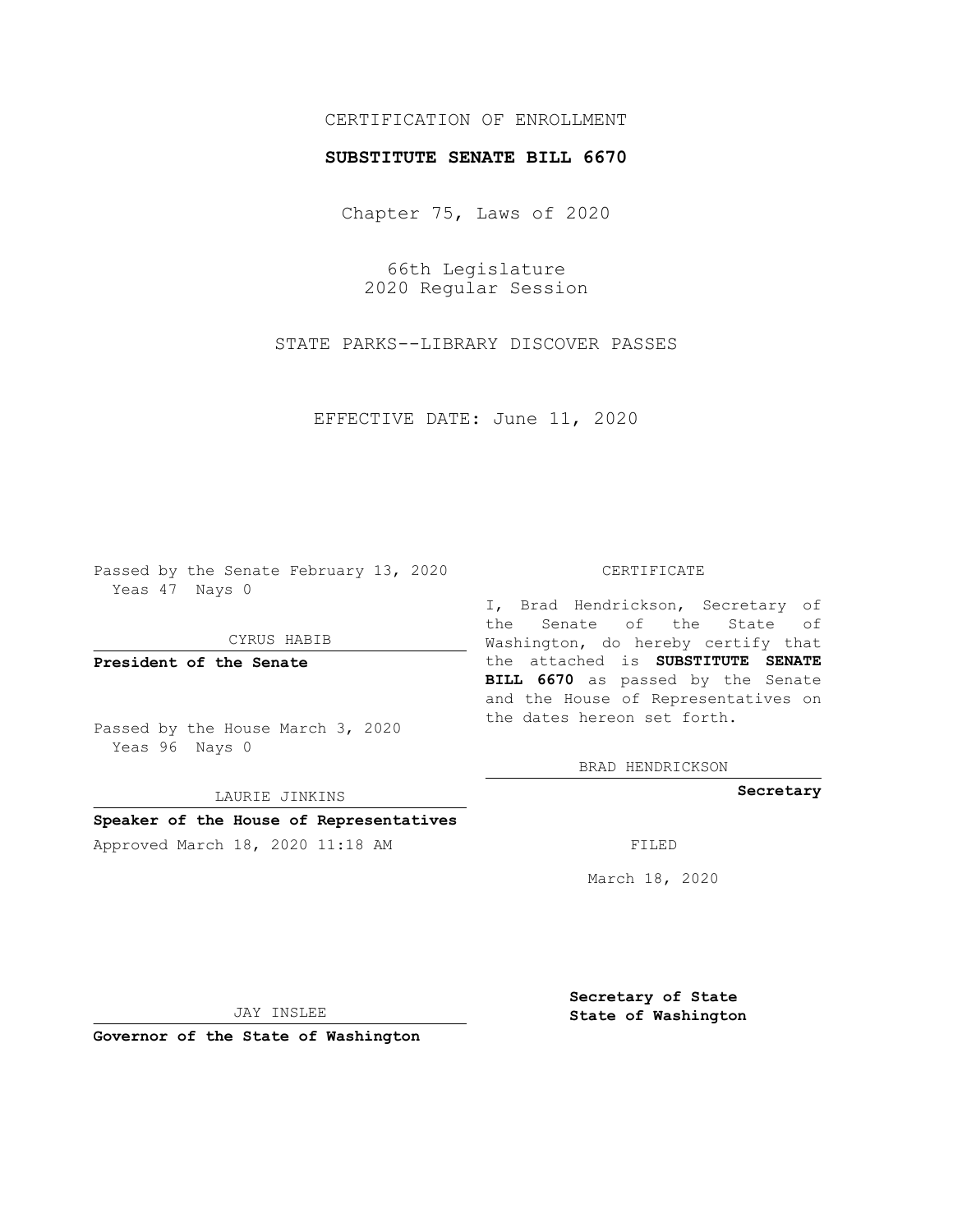CERTIFICATION OF ENROLLMENT

**SUBSTITUTE SENATE BILL 6670**

Chapter 75, Laws of 2020

66th Legislature
2020 Regular Session

STATE PARKS--LIBRARY DISCOVER PASSES

EFFECTIVE DATE: June 11, 2020

Passed by the Senate February 13, 2020
Yeas 47 Nays 0

CYRUS HABIB

**President of the Senate**

Passed by the House March 3, 2020
Yeas 96 Nays 0

LAURIE JINKINS

**Speaker of the House of Representatives**

Approved March 18, 2020 11:18 AM

JAY INSLEE

**Governor of the State of Washington**

CERTIFICATE

I, Brad Hendrickson, Secretary of the Senate of the State of Washington, do hereby certify that the attached is **SUBSTITUTE SENATE BILL 6670** as passed by the Senate and the House of Representatives on the dates hereon set forth.

BRAD HENDRICKSON

**Secretary**

FILED

March 18, 2020

**Secretary of State**
**State of Washington**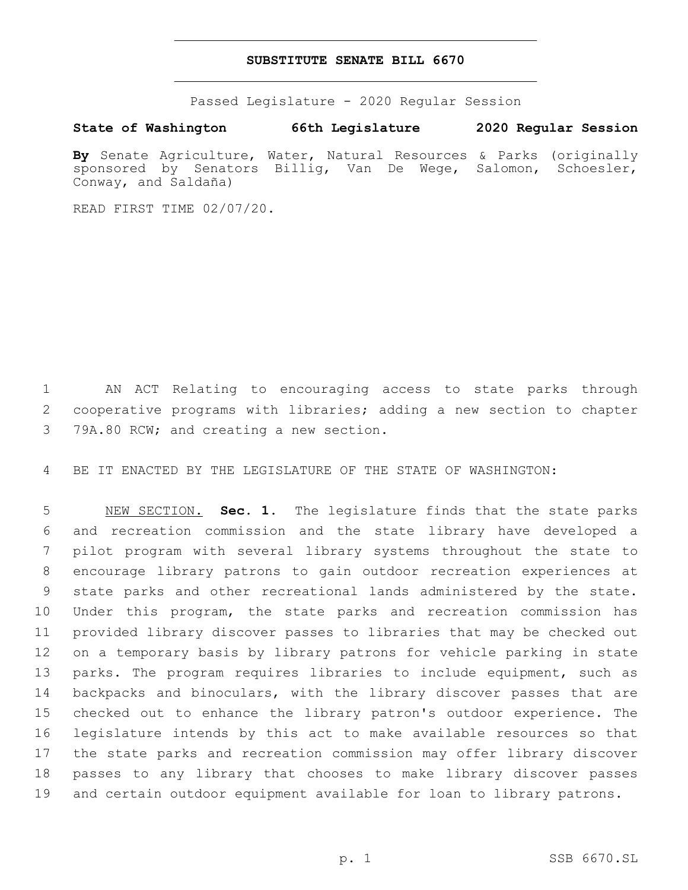# SUBSTITUTE SENATE BILL 6670

Passed Legislature - 2020 Regular Session

**State of Washington 66th Legislature 2020 Regular Session**

**By** Senate Agriculture, Water, Natural Resources & Parks (originally sponsored by Senators Billig, Van De Wege, Salomon, Schoesler, Conway, and Saldaña)

READ FIRST TIME 02/07/20.

AN ACT Relating to encouraging access to state parks through cooperative programs with libraries; adding a new section to chapter 79A.80 RCW; and creating a new section.

BE IT ENACTED BY THE LEGISLATURE OF THE STATE OF WASHINGTON:

NEW SECTION. **Sec. 1.** The legislature finds that the state parks and recreation commission and the state library have developed a pilot program with several library systems throughout the state to encourage library patrons to gain outdoor recreation experiences at state parks and other recreational lands administered by the state. Under this program, the state parks and recreation commission has provided library discover passes to libraries that may be checked out on a temporary basis by library patrons for vehicle parking in state parks. The program requires libraries to include equipment, such as backpacks and binoculars, with the library discover passes that are checked out to enhance the library patron's outdoor experience. The legislature intends by this act to make available resources so that the state parks and recreation commission may offer library discover passes to any library that chooses to make library discover passes and certain outdoor equipment available for loan to library patrons.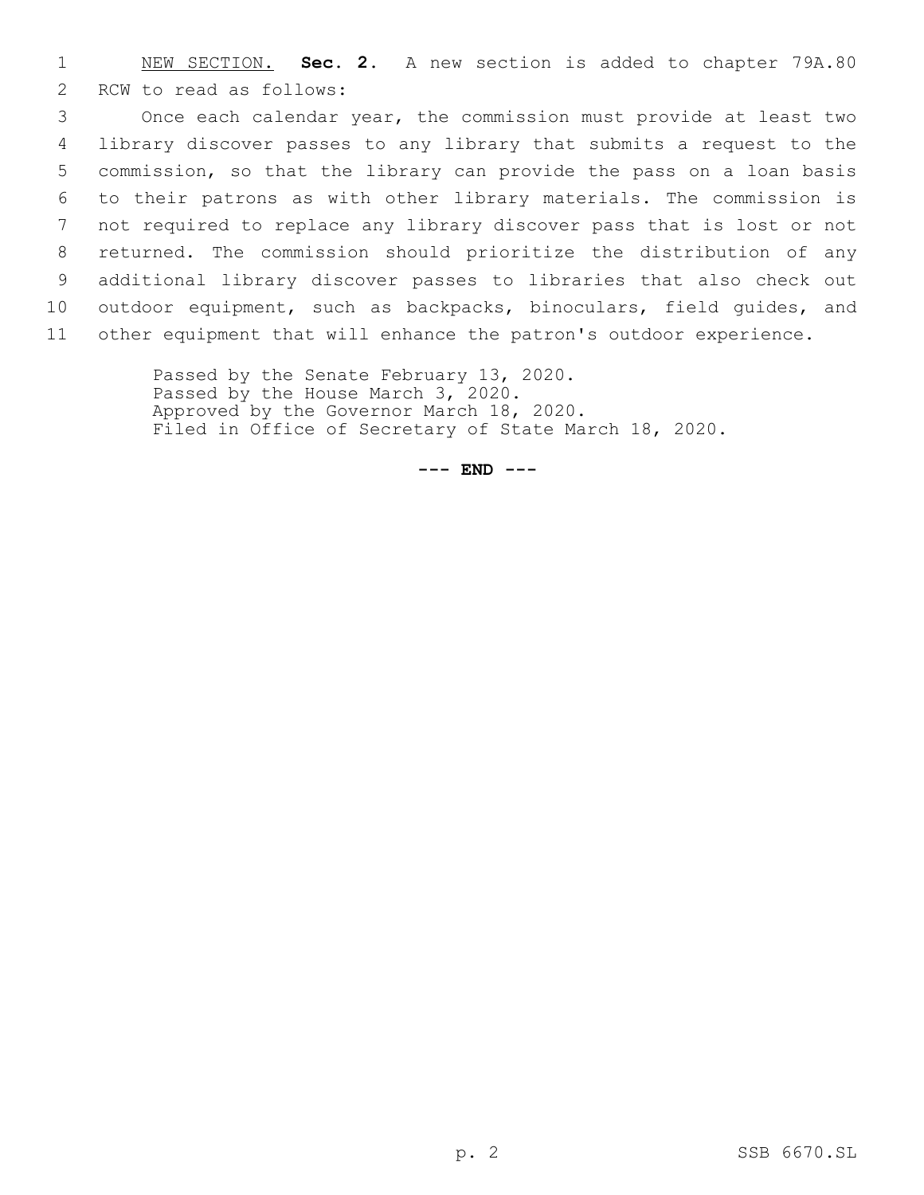NEW SECTION. **Sec. 2.** A new section is added to chapter 79A.80 RCW to read as follows:

Once each calendar year, the commission must provide at least two library discover passes to any library that submits a request to the commission, so that the library can provide the pass on a loan basis to their patrons as with other library materials. The commission is not required to replace any library discover pass that is lost or not returned. The commission should prioritize the distribution of any additional library discover passes to libraries that also check out outdoor equipment, such as backpacks, binoculars, field guides, and other equipment that will enhance the patron's outdoor experience.

Passed by the Senate February 13, 2020.
Passed by the House March 3, 2020.
Approved by the Governor March 18, 2020.
Filed in Office of Secretary of State March 18, 2020.

**--- END ---**